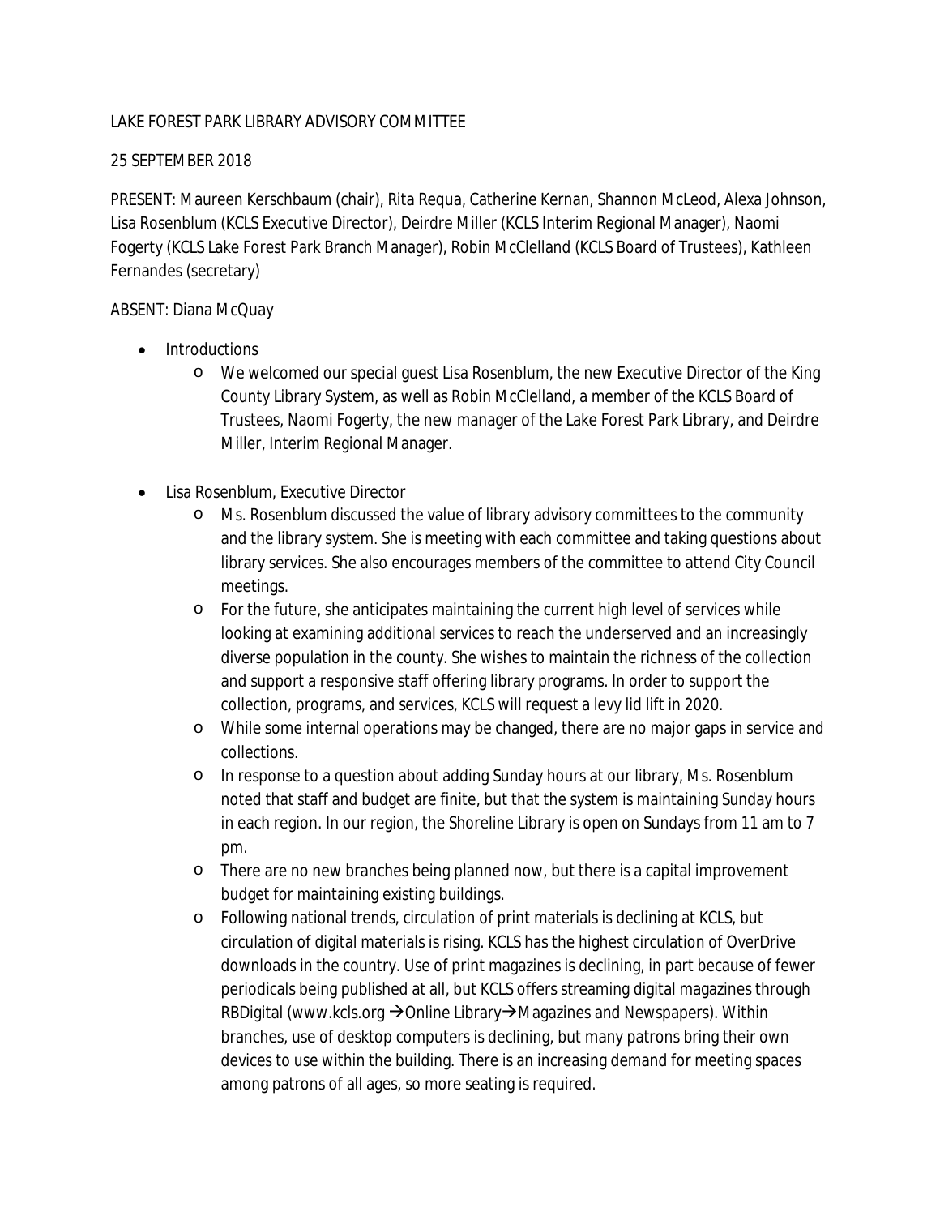LAKE FOREST PARK LIBRARY ADVISORY COMMITTEE

25 SEPTEMBER 2018

PRESENT: Maureen Kerschbaum (chair), Rita Requa, Catherine Kernan, Shannon McLeod, Alexa Johnson, Lisa Rosenblum (KCLS Executive Director), Deirdre Miller (KCLS Interim Regional Manager), Naomi Fogerty (KCLS Lake Forest Park Branch Manager), Robin McClelland (KCLS Board of Trustees), Kathleen Fernandes (secretary)

ABSENT: Diana McQuay

- Introductions
  - We welcomed our special guest Lisa Rosenblum, the new Executive Director of the King County Library System, as well as Robin McClelland, a member of the KCLS Board of Trustees, Naomi Fogerty, the new manager of the Lake Forest Park Library, and Deirdre Miller, Interim Regional Manager.

- Lisa Rosenblum, Executive Director
  - Ms. Rosenblum discussed the value of library advisory committees to the community and the library system. She is meeting with each committee and taking questions about library services. She also encourages members of the committee to attend City Council meetings.
  - For the future, she anticipates maintaining the current high level of services while looking at examining additional services to reach the underserved and an increasingly diverse population in the county. She wishes to maintain the richness of the collection and support a responsive staff offering library programs. In order to support the collection, programs, and services, KCLS will request a levy lid lift in 2020.
  - While some internal operations may be changed, there are no major gaps in service and collections.
  - In response to a question about adding Sunday hours at our library, Ms. Rosenblum noted that staff and budget are finite, but that the system is maintaining Sunday hours in each region. In our region, the Shoreline Library is open on Sundays from 11 am to 7 pm.
  - There are no new branches being planned now, but there is a capital improvement budget for maintaining existing buildings.
  - Following national trends, circulation of print materials is declining at KCLS, but circulation of digital materials is rising. KCLS has the highest circulation of OverDrive downloads in the country. Use of print magazines is declining, in part because of fewer periodicals being published at all, but KCLS offers streaming digital magazines through RBDigital (www.kcls.org →Online Library→Magazines and Newspapers). Within branches, use of desktop computers is declining, but many patrons bring their own devices to use within the building. There is an increasing demand for meeting spaces among patrons of all ages, so more seating is required.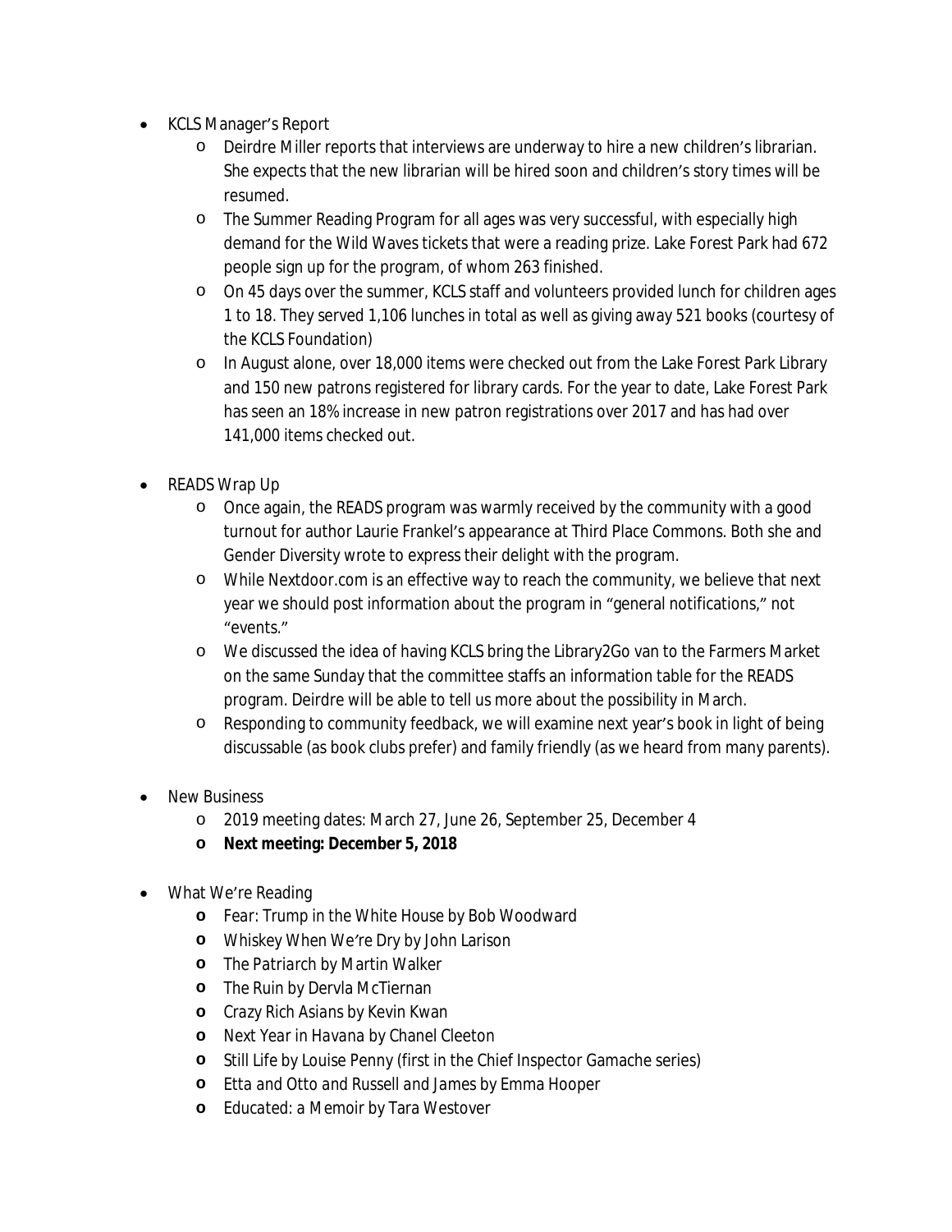- KCLS Manager's Report
  - Deirdre Miller reports that interviews are underway to hire a new children's librarian. She expects that the new librarian will be hired soon and children's story times will be resumed.
  - The Summer Reading Program for all ages was very successful, with especially high demand for the Wild Waves tickets that were a reading prize. Lake Forest Park had 672 people sign up for the program, of whom 263 finished.
  - On 45 days over the summer, KCLS staff and volunteers provided lunch for children ages 1 to 18. They served 1,106 lunches in total as well as giving away 521 books (courtesy of the KCLS Foundation)
  - In August alone, over 18,000 items were checked out from the Lake Forest Park Library and 150 new patrons registered for library cards. For the year to date, Lake Forest Park has seen an 18% increase in new patron registrations over 2017 and has had over 141,000 items checked out.

- READS Wrap Up
  - Once again, the READS program was warmly received by the community with a good turnout for author Laurie Frankel's appearance at Third Place Commons. Both she and Gender Diversity wrote to express their delight with the program.
  - While Nextdoor.com is an effective way to reach the community, we believe that next year we should post information about the program in "general notifications," not "events."
  - We discussed the idea of having KCLS bring the Library2Go van to the Farmers Market on the same Sunday that the committee staffs an information table for the READS program. Deirdre will be able to tell us more about the possibility in March.
  - Responding to community feedback, we will examine next year's book in light of being discussable (as book clubs prefer) and family friendly (as we heard from many parents).

- New Business
  - 2019 meeting dates: March 27, June 26, September 25, December 4
  - **Next meeting: December 5, 2018**

- What We're Reading
  - *Fear: Trump in the White House* by Bob Woodward
  - *Whiskey When We're Dry* by John Larison
  - *The Patriarch* by Martin Walker
  - *The Ruin* by Dervla McTiernan
  - *Crazy Rich Asians* by Kevin Kwan
  - *Next Year in Havana* by Chanel Cleeton
  - *Still Life* by Louise Penny (first in the Chief Inspector Gamache series)
  - *Etta and Otto and Russell and James* by Emma Hooper
  - *Educated: a Memoir* by Tara Westover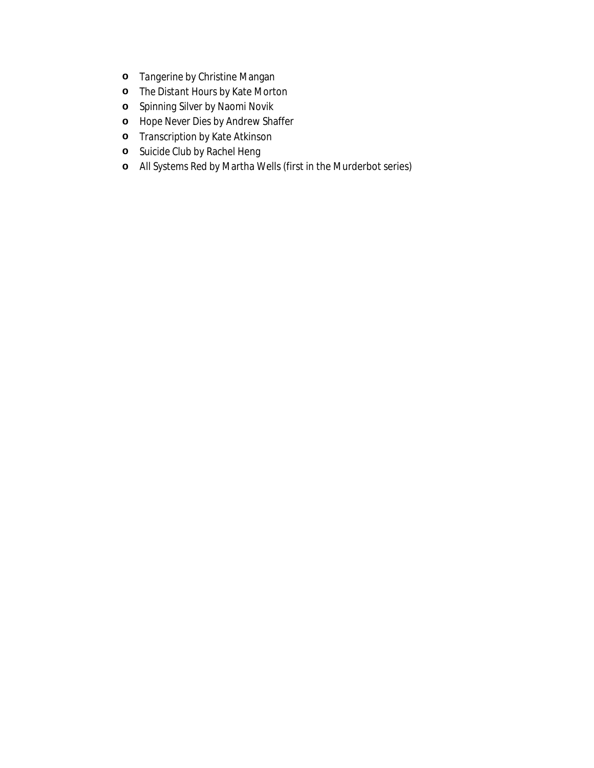- Tangerine by Christine Mangan
- The Distant Hours by Kate Morton
- Spinning Silver by Naomi Novik
- Hope Never Dies by Andrew Shaffer
- Transcription by Kate Atkinson
- Suicide Club by Rachel Heng
- All Systems Red by Martha Wells (first in the Murderbot series)